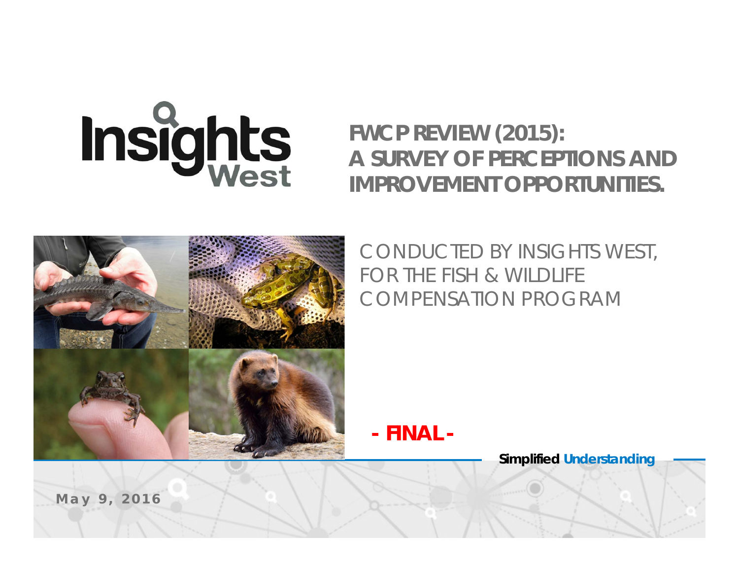Insights West

# FWCP REVIEW (2015): A SURVEY OF PERCEPTIONS AND IMPROVEMENT OPPORTUNITIES.

CONDUCTED BY INSIGHTS WEST, FOR THE FISH & WILDLIFE COMPENSATION PROGRAM

**- FINAL -**

**Simplified Understanding**

**May 9, 2016**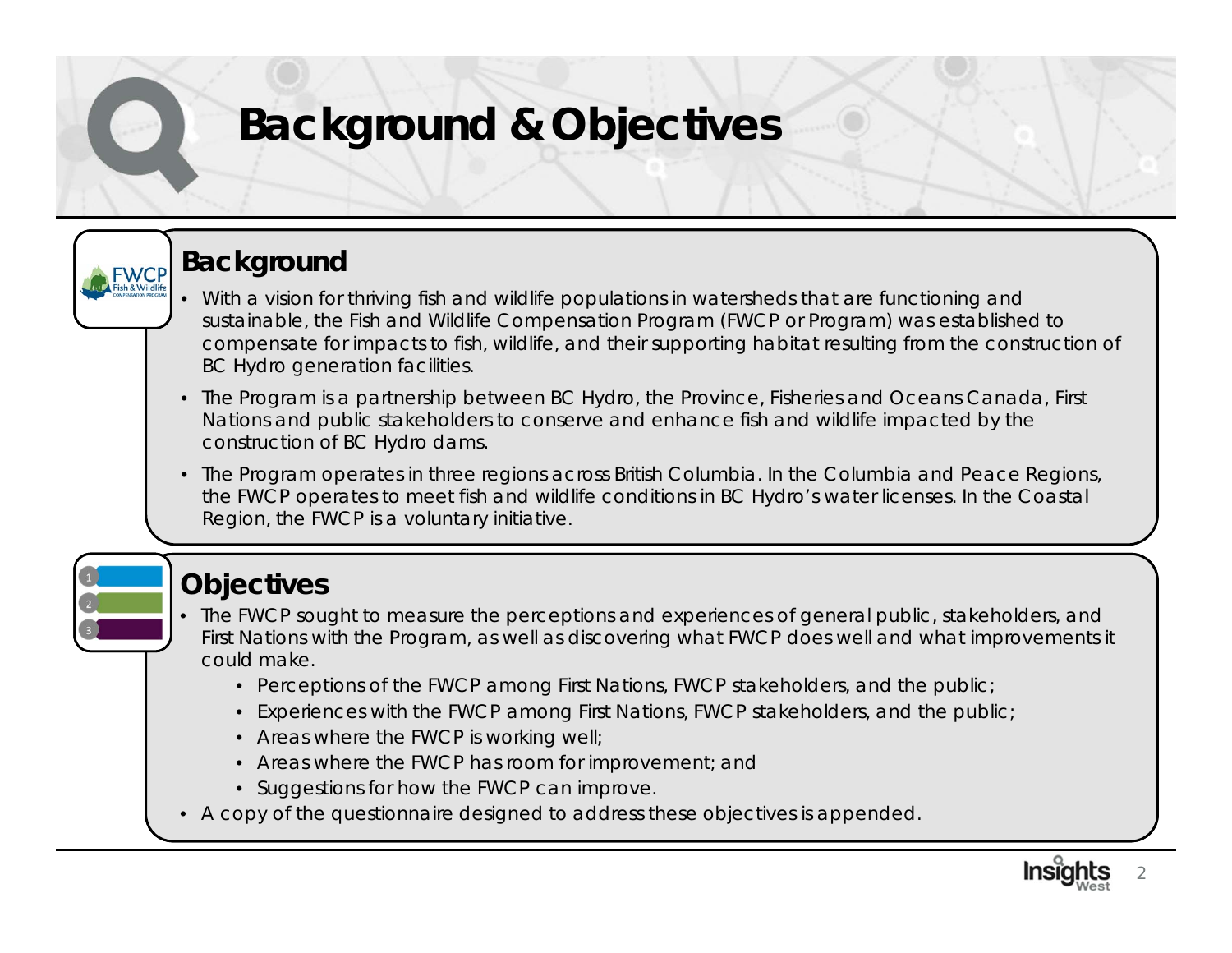# Background & Objectives

## Background

- With a vision for thriving fish and wildlife populations in watersheds that are functioning and sustainable, the Fish and Wildlife Compensation Program (FWCP or Program) was established to compensate for impacts to fish, wildlife, and their supporting habitat resulting from the construction of BC Hydro generation facilities.
- The Program is a partnership between BC Hydro, the Province, Fisheries and Oceans Canada, First Nations and public stakeholders to conserve and enhance fish and wildlife impacted by the construction of BC Hydro dams.
- The Program operates in three regions across British Columbia. In the Columbia and Peace Regions, the FWCP operates to meet fish and wildlife conditions in BC Hydro's water licenses. In the Coastal Region, the FWCP is a voluntary initiative.

## Objectives

- The FWCP sought to measure the perceptions and experiences of general public, stakeholders, and First Nations with the Program, as well as discovering what FWCP does well and what improvements it could make.
  - Perceptions of the FWCP among First Nations, FWCP stakeholders, and the public;
  - Experiences with the FWCP among First Nations, FWCP stakeholders, and the public;
  - Areas where the FWCP is working well;
  - Areas where the FWCP has room for improvement; and
  - Suggestions for how the FWCP can improve.
- A copy of the questionnaire designed to address these objectives is appended.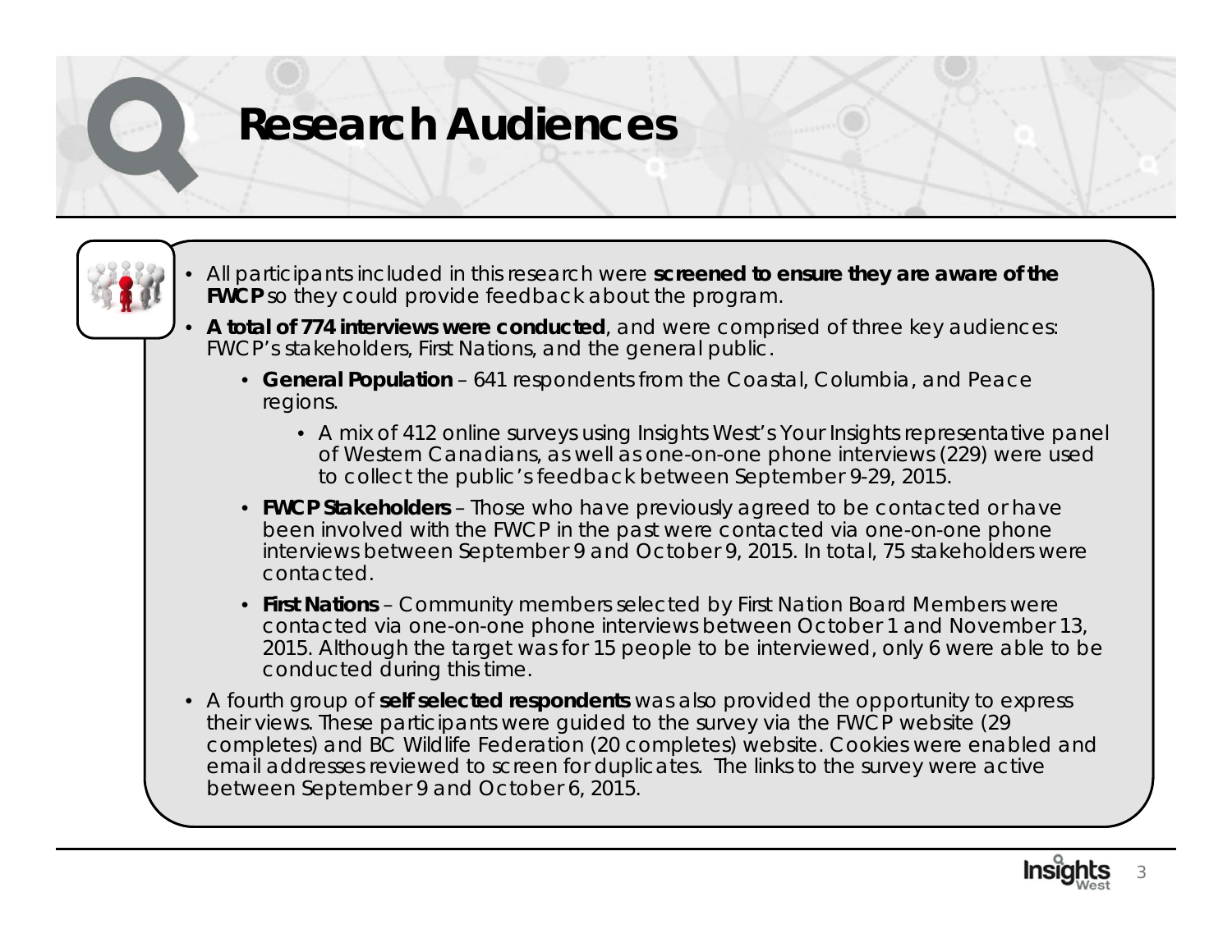# Research Audiences

- All participants included in this research were **screened to ensure they are aware of the FWCP** so they could provide feedback about the program.
- **A total of 774 interviews were conducted**, and were comprised of three key audiences: FWCP's stakeholders, First Nations, and the general public.
  - **General Population** – 641 respondents from the Coastal, Columbia, and Peace regions.
    - A mix of 412 online surveys using Insights West's Your Insights representative panel of Western Canadians, as well as one-on-one phone interviews (229) were used to collect the public's feedback between September 9-29, 2015.
  - **FWCP Stakeholders** – Those who have previously agreed to be contacted or have been involved with the FWCP in the past were contacted via one-on-one phone interviews between September 9 and October 9, 2015. In total, 75 stakeholders were contacted.
  - **First Nations** – Community members selected by First Nation Board Members were contacted via one-on-one phone interviews between October 1 and November 13, 2015. Although the target was for 15 people to be interviewed, only 6 were able to be conducted during this time.
- A fourth group of **self selected respondents** was also provided the opportunity to express their views. These participants were guided to the survey via the FWCP website (29 completes) and BC Wildlife Federation (20 completes) website. Cookies were enabled and email addresses reviewed to screen for duplicates. The links to the survey were active between September 9 and October 6, 2015.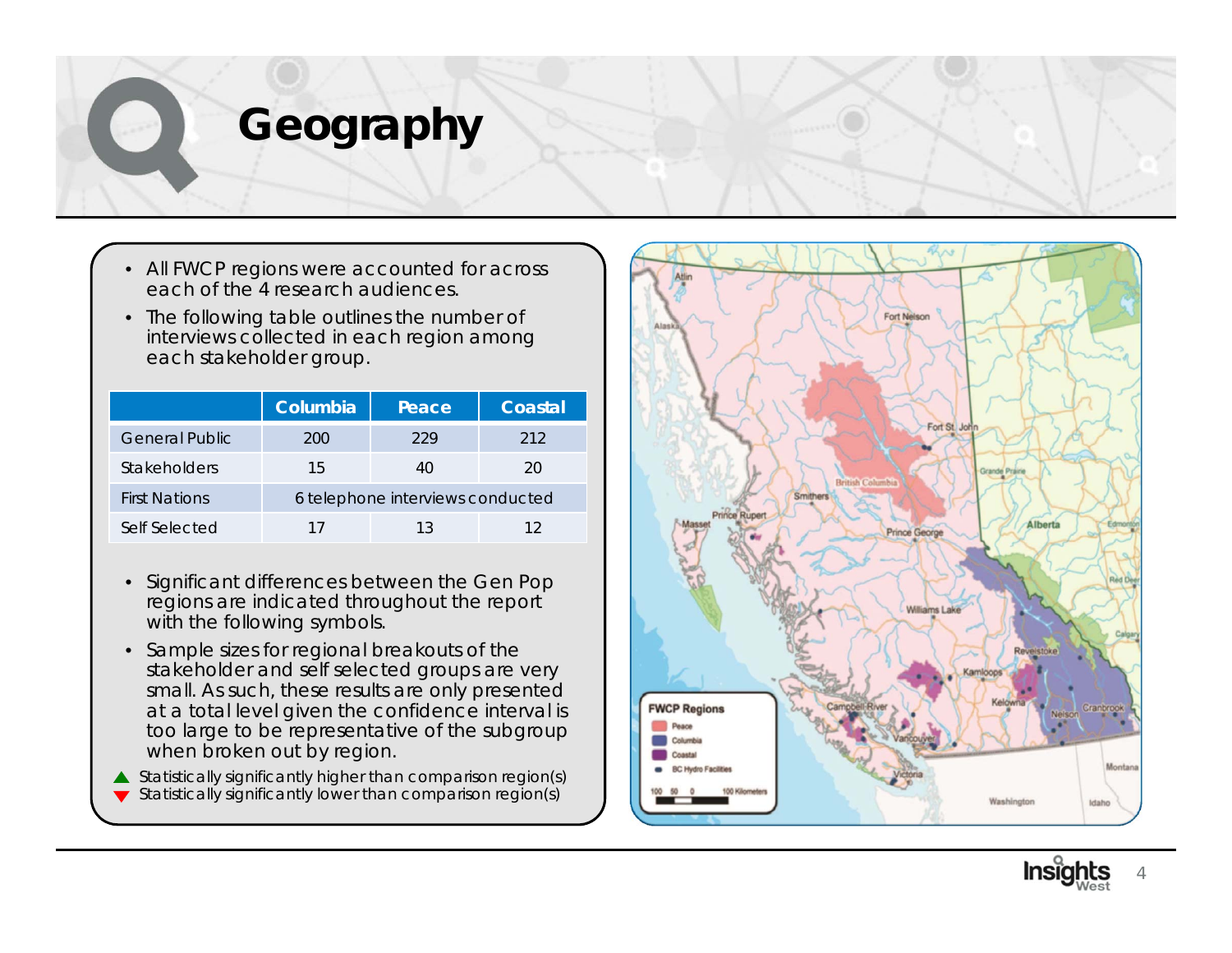# Geography

- All FWCP regions were accounted for across each of the 4 research audiences.
- The following table outlines the number of interviews collected in each region among each stakeholder group.

| | Columbia | Peace | Coastal |
|---|---|---|---|
| General Public | 200 | 229 | 212 |
| Stakeholders | 15 | 40 | 20 |
| First Nations | 6 telephone interviews conducted | | |
| Self Selected | 17 | 13 | 12 |

- Significant differences between the Gen Pop regions are indicated throughout the report with the following symbols.
- Sample sizes for regional breakouts of the stakeholder and self selected groups are very small. As such, these results are only presented at a total level given the confidence interval is too large to be representative of the subgroup when broken out by region.

▲ Statistically significantly higher than comparison region(s)
▼ Statistically significantly lower than comparison region(s)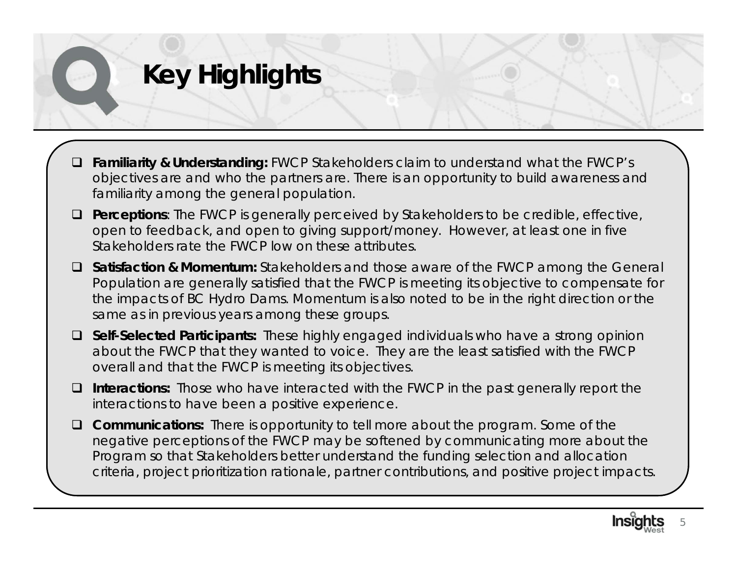# Key Highlights

- **Familiarity & Understanding:** FWCP Stakeholders claim to understand what the FWCP's objectives are and who the partners are. There is an opportunity to build awareness and familiarity among the general population.
- **Perceptions**: The FWCP is generally perceived by Stakeholders to be credible, effective, open to feedback, and open to giving support/money. However, at least one in five Stakeholders rate the FWCP low on these attributes.
- **Satisfaction & Momentum:** Stakeholders and those aware of the FWCP among the General Population are generally satisfied that the FWCP is meeting its objective to compensate for the impacts of BC Hydro Dams. Momentum is also noted to be in the right direction or the same as in previous years among these groups.
- **Self-Selected Participants:** These highly engaged individuals who have a strong opinion about the FWCP that they wanted to voice. They are the least satisfied with the FWCP overall and that the FWCP is meeting its objectives.
- **Interactions:** Those who have interacted with the FWCP in the past generally report the interactions to have been a positive experience.
- **Communications:** There is opportunity to tell more about the program. Some of the negative perceptions of the FWCP may be softened by communicating more about the Program so that Stakeholders better understand the funding selection and allocation criteria, project prioritization rationale, partner contributions, and positive project impacts.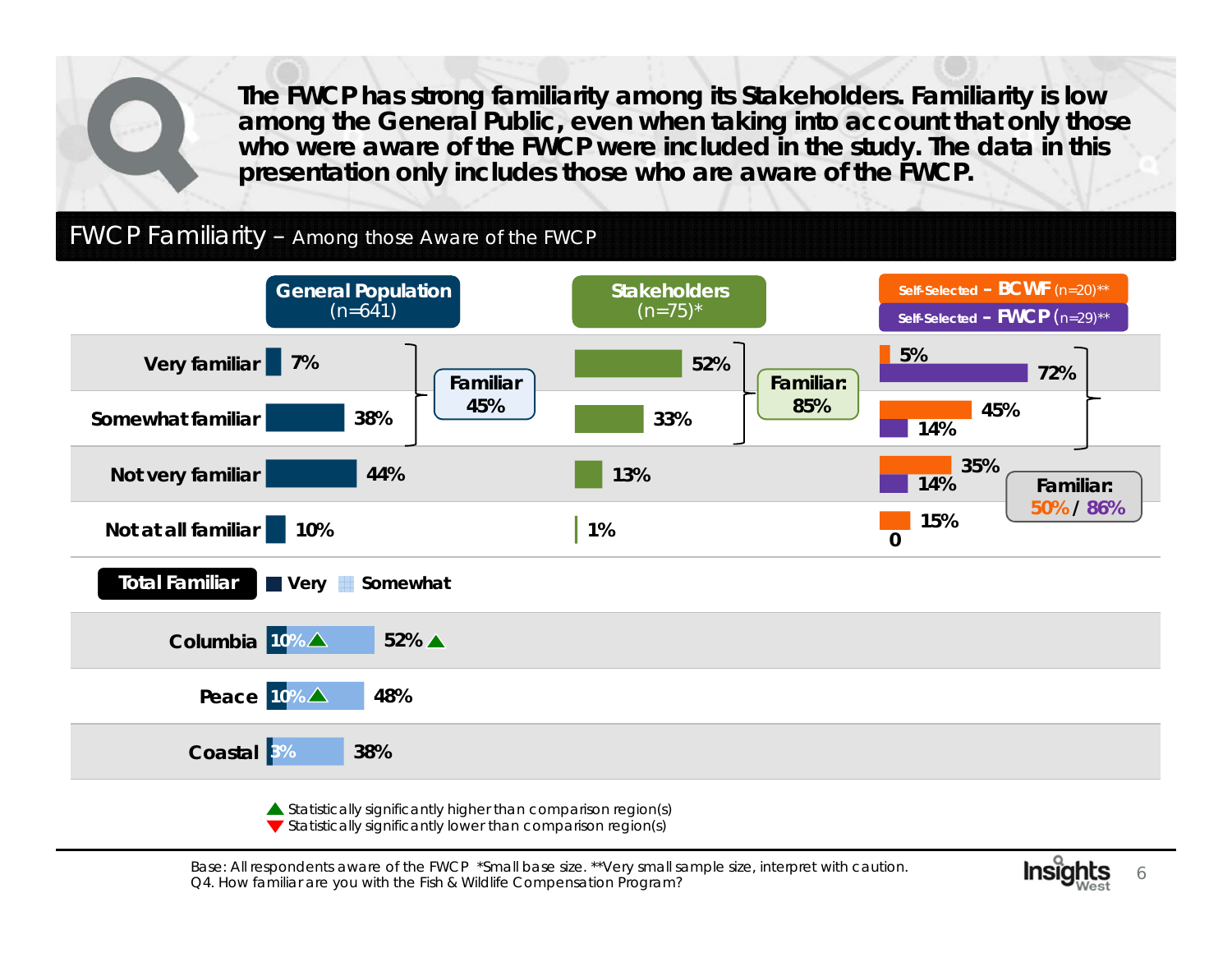**The FWCP has strong familiarity among its Stakeholders. Familiarity is low among the General Public, even when taking into account that only those who were aware of the FWCP were included in the study. The data in this presentation only includes those who are aware of the FWCP.**

## FWCP Familiarity – Among those Aware of the FWCP

| | General Population (n=641) | Stakeholders (n=75)* | Self-Selected – BCWF (n=20)** | Self-Selected – FWCP (n=29)** |
|---|---|---|---|---|
| Very familiar | 7% | 52% | 5% | 72% |
| Somewhat familiar | 38% | 33% | 45% | 14% |
| Not very familiar | 44% | 13% | 35% | 14% |
| Not at all familiar | 10% | 1% | 15% | 0 |
| **Familiar** | **45%** | **85%** | **50%** | **86%** |

**Total Familiar** (Very / Somewhat)

| Region | Very | Total Familiar |
|---|---|---|
| Columbia | 10% ▲ | 52% ▲ |
| Peace | 10% ▲ | 48% |
| Coastal | 3% | 38% |

▲ Statistically significantly higher than comparison region(s)
▼ Statistically significantly lower than comparison region(s)

Base: All respondents aware of the FWCP *Small base size. **Very small sample size, interpret with caution.
Q4. How familiar are you with the Fish & Wildlife Compensation Program?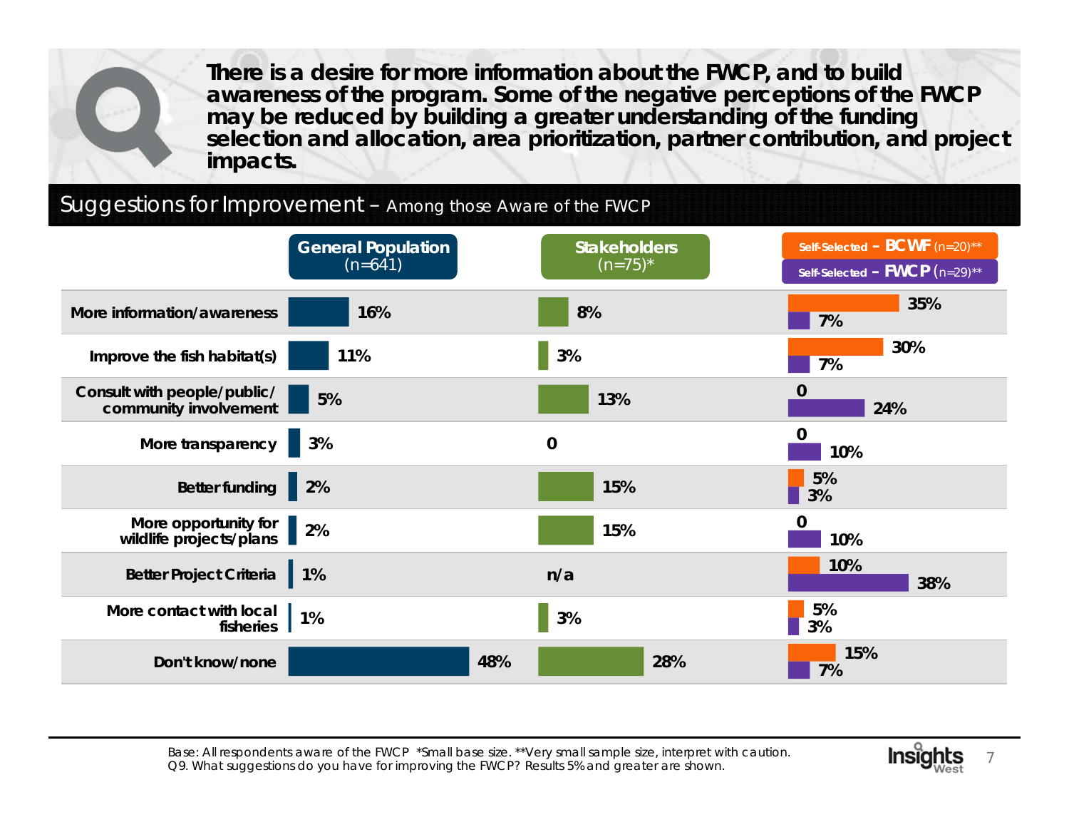**There is a desire for more information about the FWCP, and to build awareness of the program. Some of the negative perceptions of the FWCP may be reduced by building a greater understanding of the funding selection and allocation, area prioritization, partner contribution, and project impacts.**

## Suggestions for Improvement – Among those Aware of the FWCP

| | General Population (n=641) | Stakeholders (n=75)* | Self-Selected – BCWF (n=20)** | Self-Selected – FWCP (n=29)** |
|---|---|---|---|---|
| More information/awareness | 16% | 8% | 35% | 7% |
| Improve the fish habitat(s) | 11% | 3% | 30% | 7% |
| Consult with people/public/ community involvement | 5% | 13% | 0 | 24% |
| More transparency | 3% | 0 | 0 | 10% |
| Better funding | 2% | 15% | 5% | 3% |
| More opportunity for wildlife projects/plans | 2% | 15% | 0 | 10% |
| Better Project Criteria | 1% | n/a | 10% | 38% |
| More contact with local fisheries | 1% | 3% | 5% | 3% |
| Don't know/none | 48% | 28% | 15% | 7% |

Base: All respondents aware of the FWCP *Small base size. **Very small sample size, interpret with caution.
Q9. What suggestions do you have for improving the FWCP? Results 5% and greater are shown.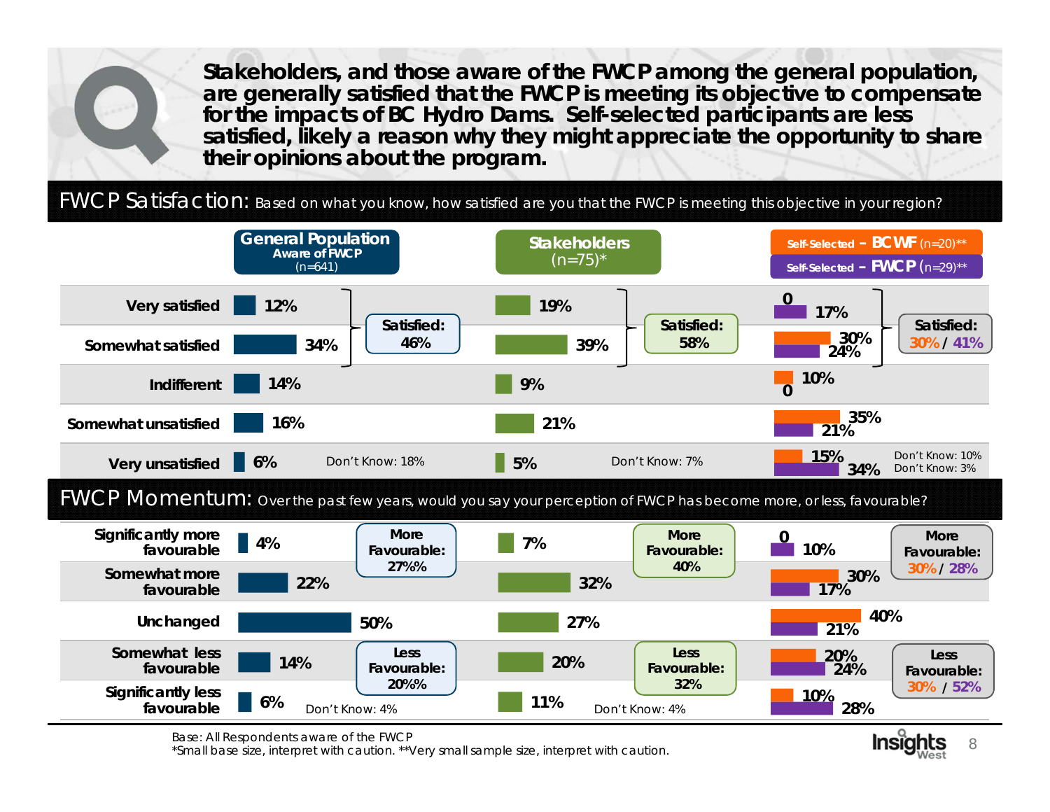**Stakeholders, and those aware of the FWCP among the general population, are generally satisfied that the FWCP is meeting its objective to compensate for the impacts of BC Hydro Dams. Self-selected participants are less satisfied, likely a reason why they might appreciate the opportunity to share their opinions about the program.**

## FWCP Satisfaction: Based on what you know, how satisfied are you that the FWCP is meeting this objective in your region?

| | General Population Aware of FWCP (n=641) | Stakeholders (n=75)* | Self-Selected – BCWF (n=20)** | Self-Selected – FWCP (n=29)** |
|---|---|---|---|---|
| Very satisfied | 12% | 19% | 0 | 17% |
| Somewhat satisfied | 34% | 39% | 30% | 24% |
| Indifferent | 14% | 9% | 10% | 0 |
| Somewhat unsatisfied | 16% | 21% | 35% | 21% |
| Very unsatisfied | 6% | 5% | 15% | 34% |
| **Satisfied:** | **46%** | **58%** | **30%** | **41%** |
| Don't Know: | 18% | 7% | 10% | 3% |

## FWCP Momentum: Over the past few years, would you say your perception of FWCP has become more, or less, favourable?

| | General Population Aware of FWCP (n=641) | Stakeholders (n=75)* | Self-Selected – BCWF (n=20)** | Self-Selected – FWCP (n=29)** |
|---|---|---|---|---|
| Significantly more favourable | 4% | 7% | 0 | 10% |
| Somewhat more favourable | 22% | 32% | 30% | 17% |
| Unchanged | 50% | 27% | 40% | 21% |
| Somewhat less favourable | 14% | 20% | 20% | 24% |
| Significantly less favourable | 6% | 11% | 10% | 28% |
| **More Favourable:** | **27%%** | **40%** | **30%** | **28%** |
| **Less Favourable:** | **20%%** | **32%** | **30%** | **52%** |
| Don't Know: | 4% | 4% | | |

Base: All Respondents aware of the FWCP
*Small base size, interpret with caution. **Very small sample size, interpret with caution.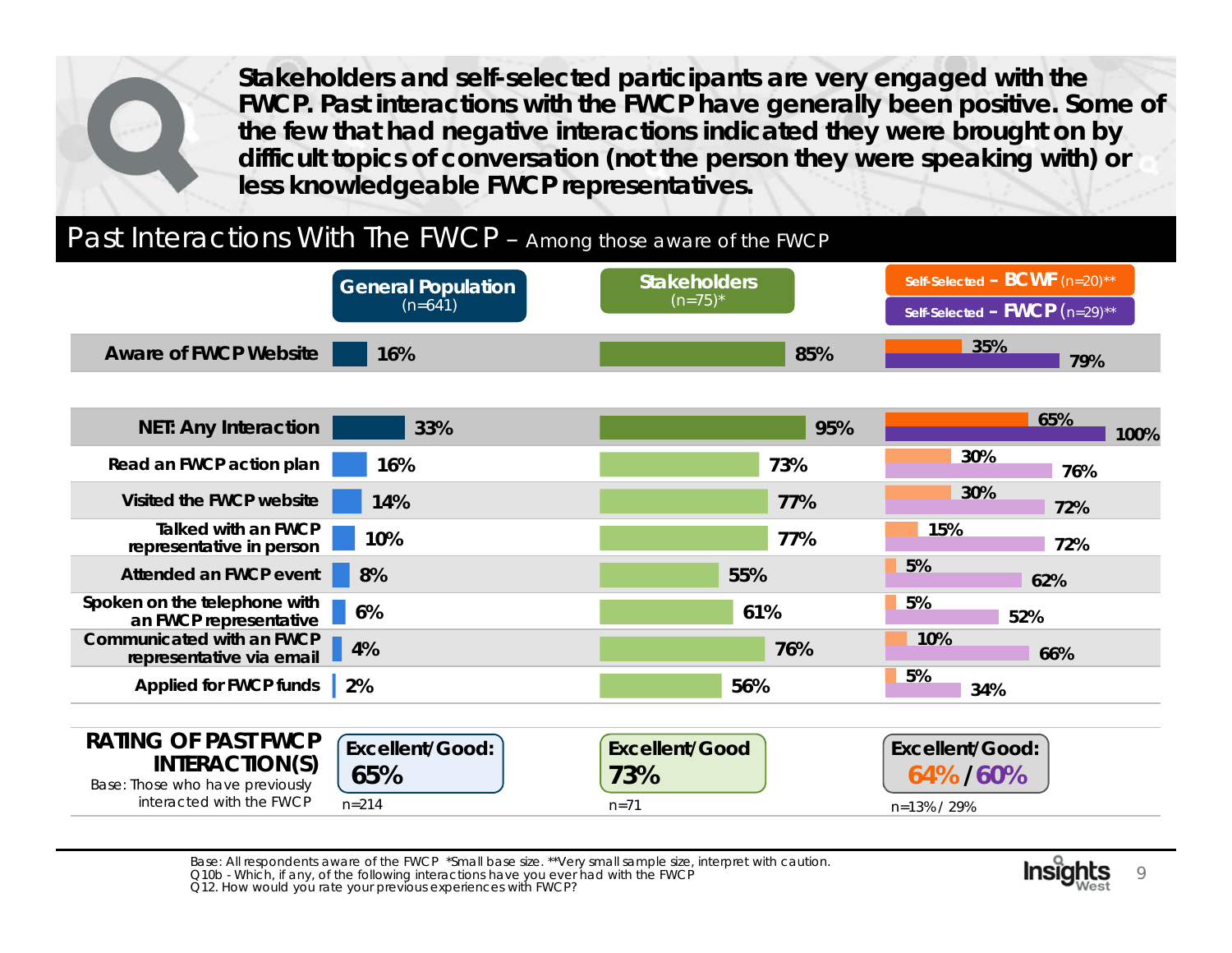**Stakeholders and self-selected participants are very engaged with the FWCP. Past interactions with the FWCP have generally been positive. Some of the few that had negative interactions indicated they were brought on by difficult topics of conversation (not the person they were speaking with) or less knowledgeable FWCP representatives.**

## Past Interactions With The FWCP – Among those aware of the FWCP

| | General Population (n=641) | Stakeholders (n=75)* | Self-Selected – BCWF (n=20)** | Self-Selected – FWCP (n=29)** |
|---|---|---|---|---|
| **Aware of FWCP Website** | 16% | 85% | 35% | 79% |
| **NET: Any Interaction** | 33% | 95% | 65% | 100% |
| Read an FWCP action plan | 16% | 73% | 30% | 76% |
| Visited the FWCP website | 14% | 77% | 30% | 72% |
| Talked with an FWCP representative in person | 10% | 77% | 15% | 72% |
| Attended an FWCP event | 8% | 55% | 5% | 62% |
| Spoken on the telephone with an FWCP representative | 6% | 61% | 5% | 52% |
| Communicated with an FWCP representative via email | 4% | 76% | 10% | 66% |
| Applied for FWCP funds | 2% | 56% | 5% | 34% |

**RATING OF PAST FWCP INTERACTION(S)**
Base: Those who have previously interacted with the FWCP

| | General Population | Stakeholders | Self-Selected – BCWF / FWCP |
|---|---|---|---|
| Excellent/Good | 65% | 73% | 64% / 60% |
| Base | n=214 | n=71 | n=13% / 29% |

Base: All respondents aware of the FWCP *Small base size. **Very small sample size, interpret with caution.
Q10b - Which, if any, of the following interactions have you ever had with the FWCP
Q12. How would you rate your previous experiences with FWCP?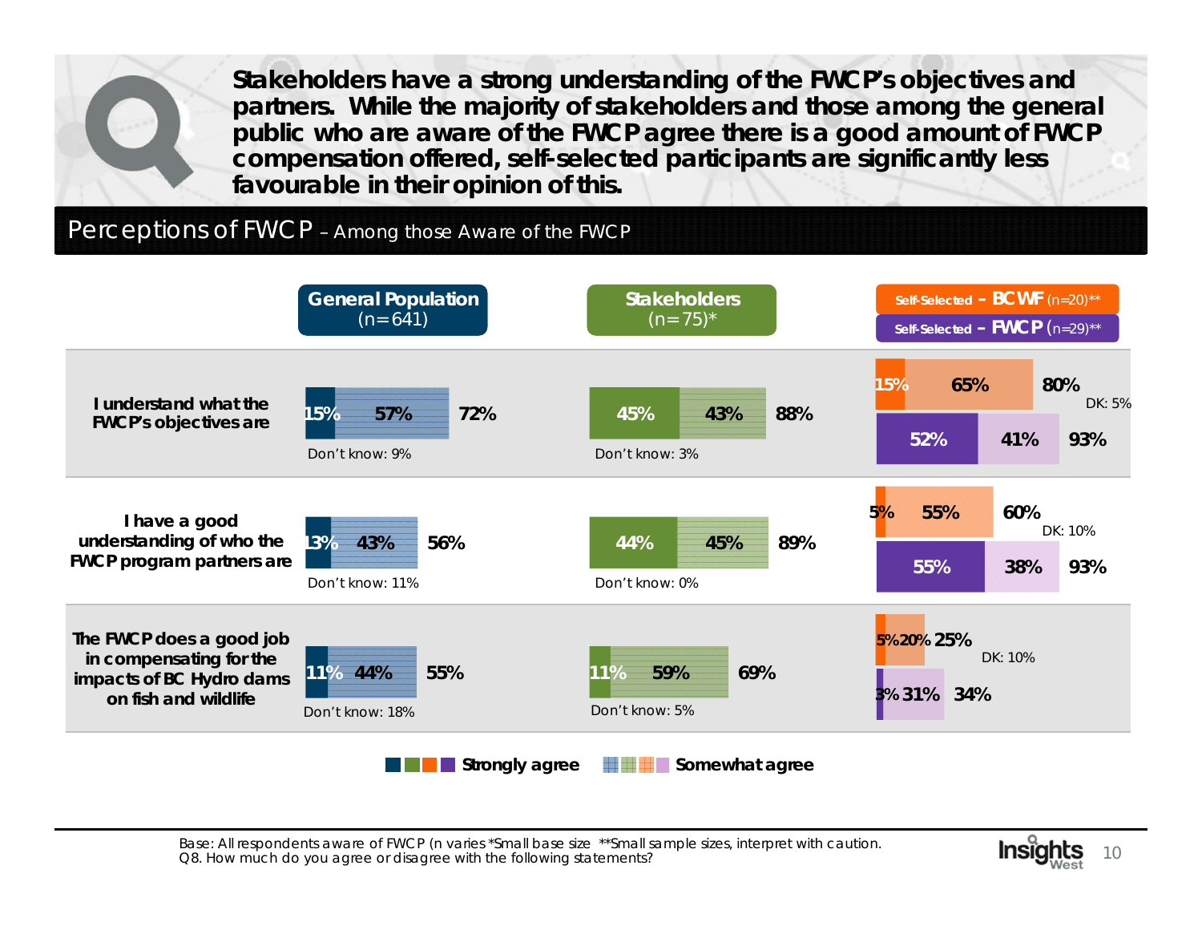**Stakeholders have a strong understanding of the FWCP's objectives and partners. While the majority of stakeholders and those among the general public who are aware of the FWCP agree there is a good amount of FWCP compensation offered, self-selected participants are significantly less favourable in their opinion of this.**

## Perceptions of FWCP – Among those Aware of the FWCP

| Statement | General Population (n=641) | Stakeholders (n=75)* | Self-Selected – BCWF (n=20)** | Self-Selected – FWCP (n=29)** |
|---|---|---|---|---|
| I understand what the FWCP's objectives are | Strongly agree 15%, Somewhat agree 57%, Total 72% (Don't know: 9%) | Strongly agree 45%, Somewhat agree 43%, Total 88% (Don't know: 3%) | Strongly agree 15%, Somewhat agree 65%, Total 80% (DK: 5%) | Strongly agree 52%, Somewhat agree 41%, Total 93% |
| I have a good understanding of who the FWCP program partners are | Strongly agree 13%, Somewhat agree 43%, Total 56% (Don't know: 11%) | Strongly agree 44%, Somewhat agree 45%, Total 89% (Don't know: 0%) | Strongly agree 5%, Somewhat agree 55%, Total 60% (DK: 10%) | Strongly agree 55%, Somewhat agree 38%, Total 93% |
| The FWCP does a good job in compensating for the impacts of BC Hydro dams on fish and wildlife | Strongly agree 11%, Somewhat agree 44%, Total 55% (Don't know: 18%) | Strongly agree 11%, Somewhat agree 59%, Total 69% (Don't know: 5%) | Strongly agree 5%, Somewhat agree 20%, Total 25% (DK: 10%) | Strongly agree 3%, Somewhat agree 31%, Total 34% |

Base: All respondents aware of FWCP (n varies *Small base size **Small sample sizes, interpret with caution.
Q8. How much do you agree or disagree with the following statements?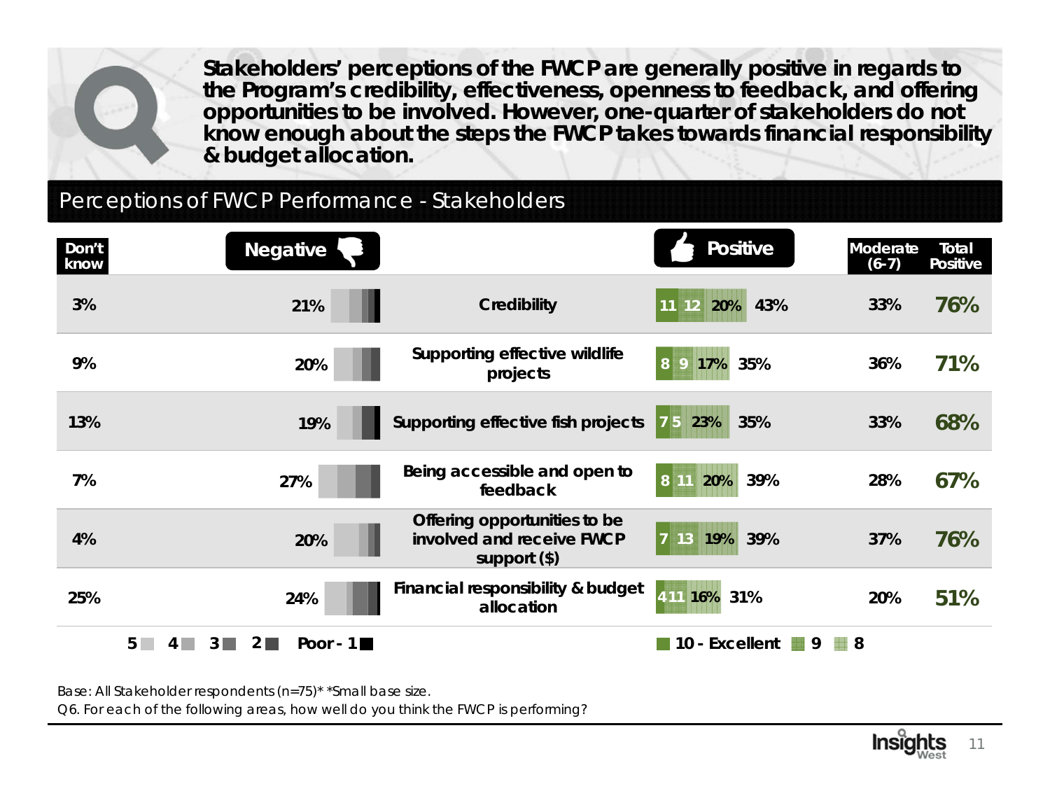**Stakeholders' perceptions of the FWCP are generally positive in regards to the Program's credibility, effectiveness, openness to feedback, and offering opportunities to be involved. However, one-quarter of stakeholders do not know enough about the steps the FWCP takes towards financial responsibility & budget allocation.**

## Perceptions of FWCP Performance - Stakeholders

| Don't know | Negative | Area | Positive (10 - Excellent / 9 / 8) | Positive Total | Moderate (6-7) | Total Positive |
|---|---|---|---|---|---|---|
| 3% | 21% | Credibility | 11 / 12 / 20% | 43% | 33% | 76% |
| 9% | 20% | Supporting effective wildlife projects | 8 / 9 / 17% | 35% | 36% | 71% |
| 13% | 19% | Supporting effective fish projects | 7 / 5 / 23% | 35% | 33% | 68% |
| 7% | 27% | Being accessible and open to feedback | 8 / 11 / 20% | 39% | 28% | 67% |
| 4% | 20% | Offering opportunities to be involved and receive FWCP support ($) | 7 / 13 / 19% | 39% | 37% | 76% |
| 25% | 24% | Financial responsibility & budget allocation | 4 / 11 / 16% | 31% | 20% | 51% |

Negative scale: 5, 4, 3, 2, Poor - 1. Positive scale: 10 - Excellent, 9, 8.

Base: All Stakeholder respondents (n=75)* *Small base size.

Q6. For each of the following areas, how well do you think the FWCP is performing?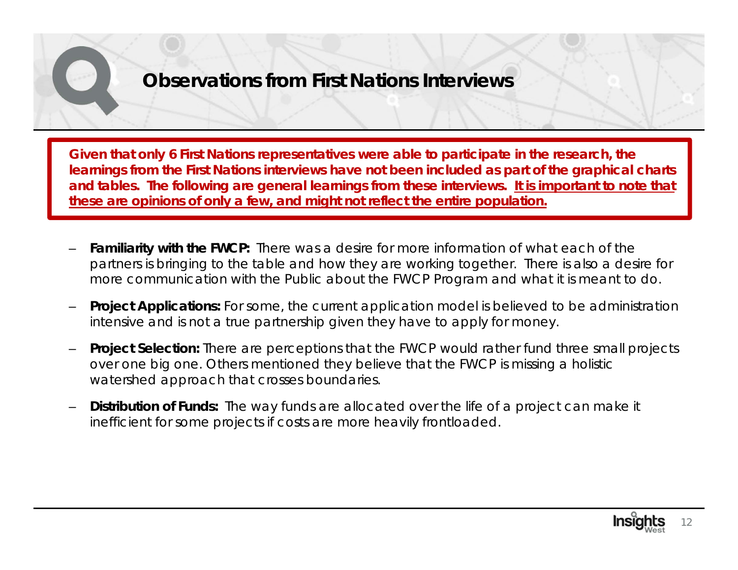# Observations from First Nations Interviews

**Given that only 6 First Nations representatives were able to participate in the research, the learnings from the First Nations interviews have not been included as part of the graphical charts and tables. The following are general learnings from these interviews. <u>It is important to note that these are opinions of only a few, and might not reflect the entire population.</u>**

- **Familiarity with the FWCP:** There was a desire for more information of what each of the partners is bringing to the table and how they are working together. There is also a desire for more communication with the Public about the FWCP Program and what it is meant to do.
- **Project Applications:** For some, the current application model is believed to be administration intensive and is not a true partnership given they have to apply for money.
- **Project Selection:** There are perceptions that the FWCP would rather fund three small projects over one big one. Others mentioned they believe that the FWCP is missing a holistic watershed approach that crosses boundaries.
- **Distribution of Funds:** The way funds are allocated over the life of a project can make it inefficient for some projects if costs are more heavily frontloaded.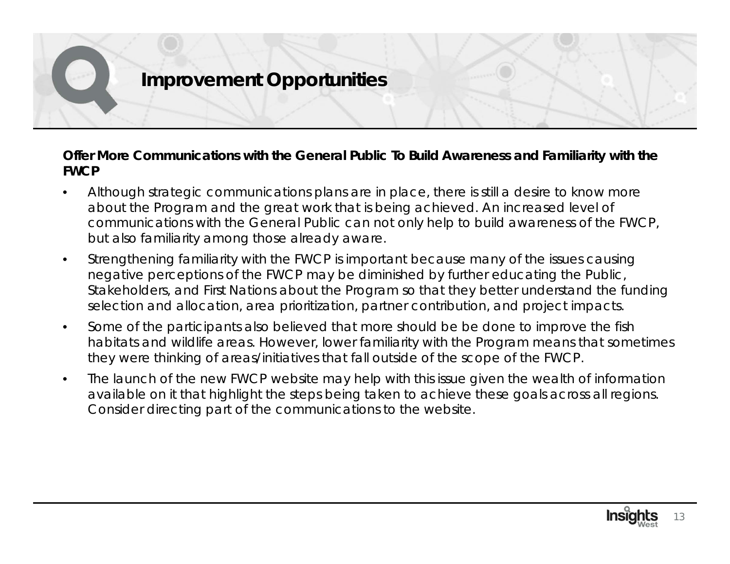# Improvement Opportunities

**Offer More Communications with the General Public To Build Awareness and Familiarity with the FWCP**

- Although strategic communications plans are in place, there is still a desire to know more about the Program and the great work that is being achieved. An increased level of communications with the General Public can not only help to build awareness of the FWCP, but also familiarity among those already aware.
- Strengthening familiarity with the FWCP is important because many of the issues causing negative perceptions of the FWCP may be diminished by further educating the Public, Stakeholders, and First Nations about the Program so that they better understand the funding selection and allocation, area prioritization, partner contribution, and project impacts.
- Some of the participants also believed that more should be be done to improve the fish habitats and wildlife areas. However, lower familiarity with the Program means that sometimes they were thinking of areas/initiatives that fall outside of the scope of the FWCP.
- The launch of the new FWCP website may help with this issue given the wealth of information available on it that highlight the steps being taken to achieve these goals across all regions. Consider directing part of the communications to the website.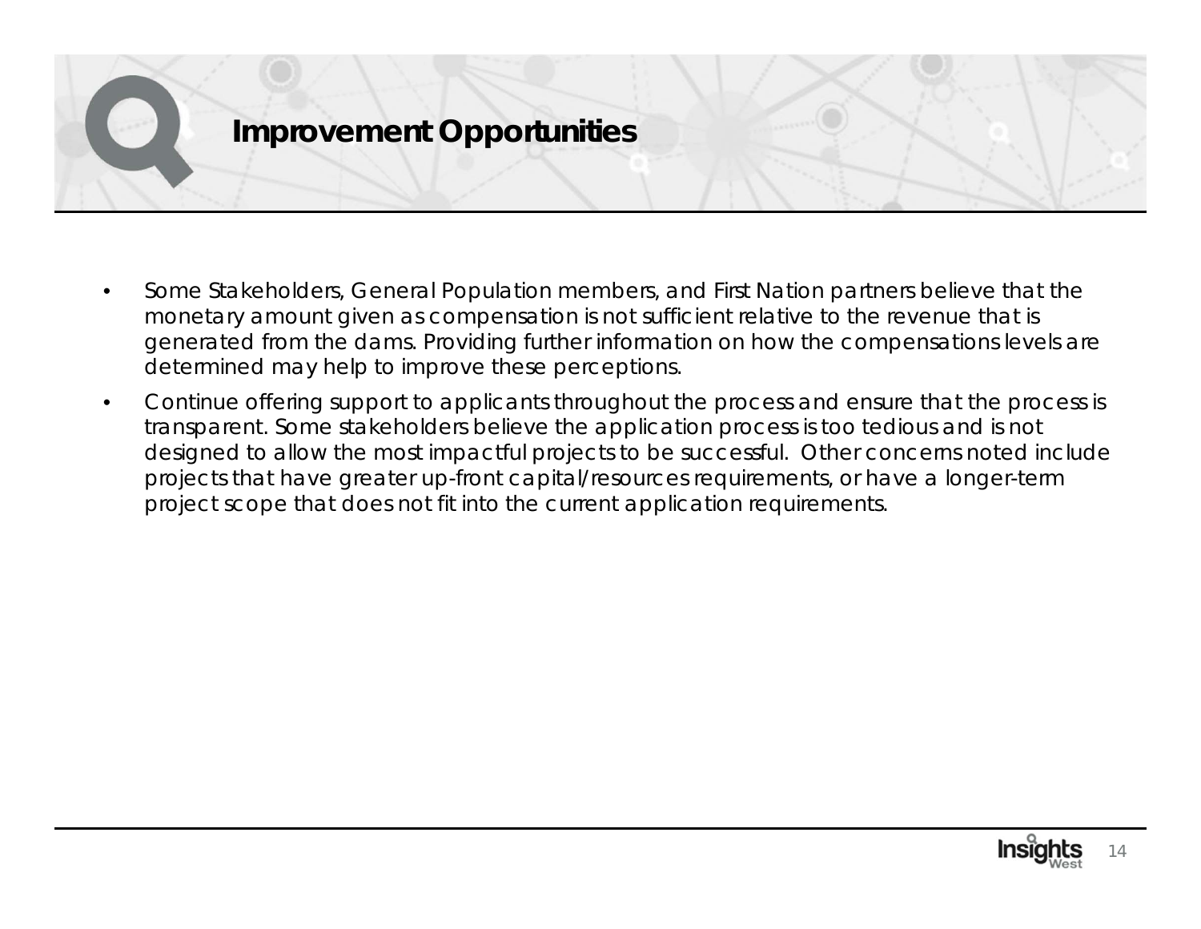## Improvement Opportunities

- Some Stakeholders, General Population members, and First Nation partners believe that the monetary amount given as compensation is not sufficient relative to the revenue that is generated from the dams. Providing further information on how the compensations levels are determined may help to improve these perceptions.
- Continue offering support to applicants throughout the process and ensure that the process is transparent. Some stakeholders believe the application process is too tedious and is not designed to allow the most impactful projects to be successful. Other concerns noted include projects that have greater up-front capital/resources requirements, or have a longer-term project scope that does not fit into the current application requirements.